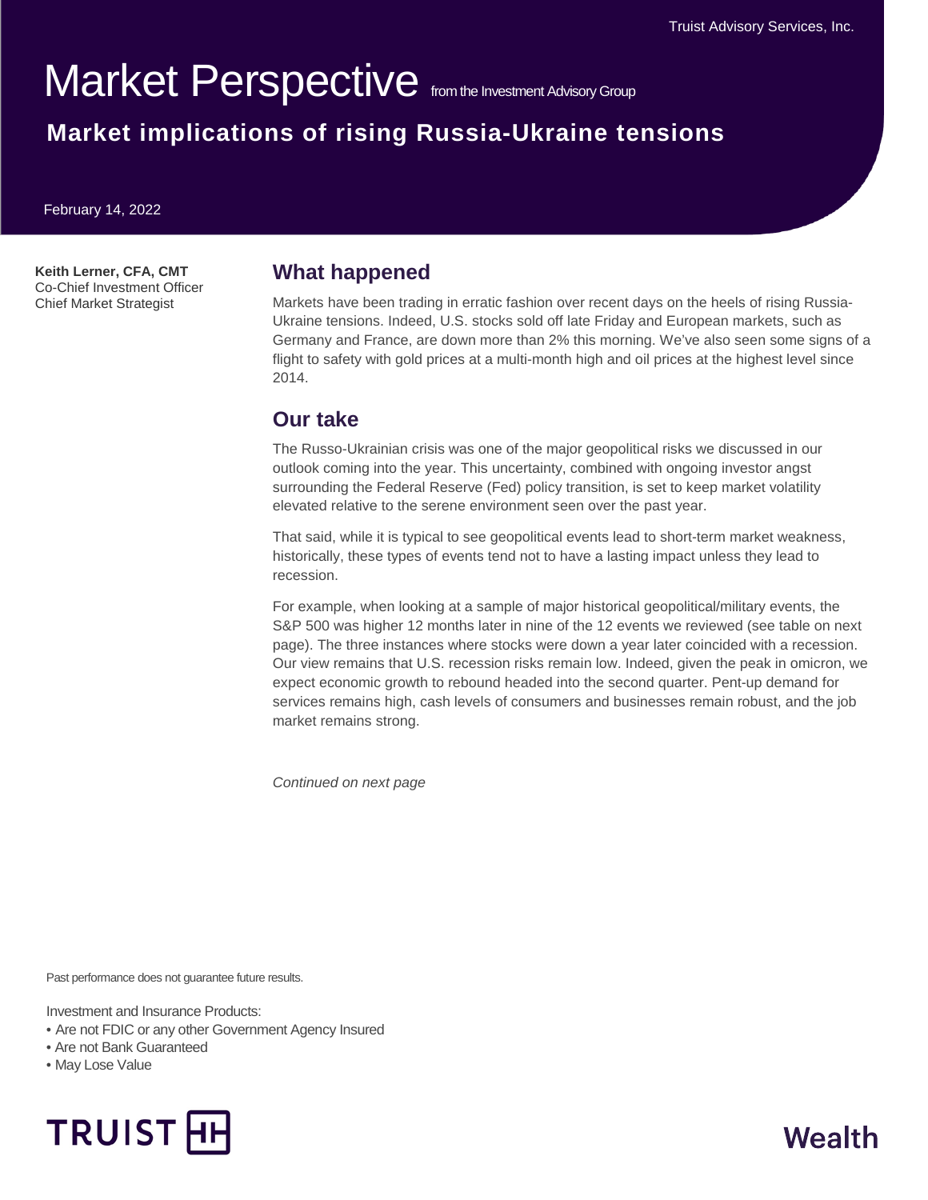Truist Advisory Services, Inc.

# Market Perspective from the Investment Advisory Group

## Market implications of rising Russia-Ukraine tensions

February 14, 2022

**Keith Lerner, CFA, CMT**
Co-Chief Investment Officer
Chief Market Strategist

## What happened

Markets have been trading in erratic fashion over recent days on the heels of rising Russia-Ukraine tensions. Indeed, U.S. stocks sold off late Friday and European markets, such as Germany and France, are down more than 2% this morning. We've also seen some signs of a flight to safety with gold prices at a multi-month high and oil prices at the highest level since 2014.

## Our take

The Russo-Ukrainian crisis was one of the major geopolitical risks we discussed in our outlook coming into the year. This uncertainty, combined with ongoing investor angst surrounding the Federal Reserve (Fed) policy transition, is set to keep market volatility elevated relative to the serene environment seen over the past year.

That said, while it is typical to see geopolitical events lead to short-term market weakness, historically, these types of events tend not to have a lasting impact unless they lead to recession.

For example, when looking at a sample of major historical geopolitical/military events, the S&P 500 was higher 12 months later in nine of the 12 events we reviewed (see table on next page). The three instances where stocks were down a year later coincided with a recession. Our view remains that U.S. recession risks remain low. Indeed, given the peak in omicron, we expect economic growth to rebound headed into the second quarter. Pent-up demand for services remains high, cash levels of consumers and businesses remain robust, and the job market remains strong.

*Continued on next page*

Past performance does not guarantee future results.

Investment and Insurance Products:
- Are not FDIC or any other Government Agency Insured
- Are not Bank Guaranteed
- May Lose Value

TRUIST

Wealth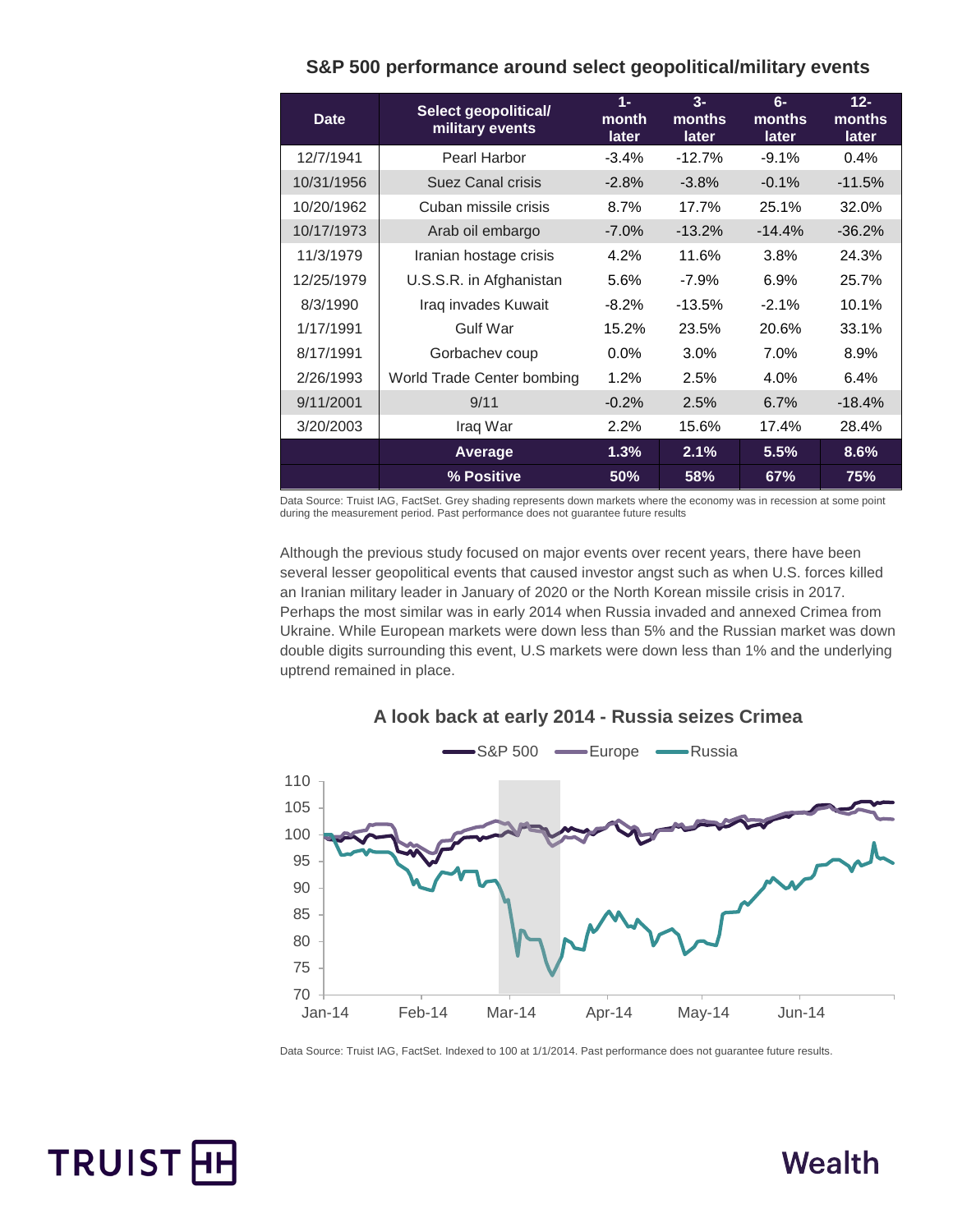## S&P 500 performance around select geopolitical/military events

| Date | Select geopolitical/ military events | 1-month later | 3-months later | 6-months later | 12-months later |
|---|---|---|---|---|---|
| 12/7/1941 | Pearl Harbor | -3.4% | -12.7% | -9.1% | 0.4% |
| 10/31/1956 | Suez Canal crisis | -2.8% | -3.8% | -0.1% | -11.5% |
| 10/20/1962 | Cuban missile crisis | 8.7% | 17.7% | 25.1% | 32.0% |
| 10/17/1973 | Arab oil embargo | -7.0% | -13.2% | -14.4% | -36.2% |
| 11/3/1979 | Iranian hostage crisis | 4.2% | 11.6% | 3.8% | 24.3% |
| 12/25/1979 | U.S.S.R. in Afghanistan | 5.6% | -7.9% | 6.9% | 25.7% |
| 8/3/1990 | Iraq invades Kuwait | -8.2% | -13.5% | -2.1% | 10.1% |
| 1/17/1991 | Gulf War | 15.2% | 23.5% | 20.6% | 33.1% |
| 8/17/1991 | Gorbachev coup | 0.0% | 3.0% | 7.0% | 8.9% |
| 2/26/1993 | World Trade Center bombing | 1.2% | 2.5% | 4.0% | 6.4% |
| 9/11/2001 | 9/11 | -0.2% | 2.5% | 6.7% | -18.4% |
| 3/20/2003 | Iraq War | 2.2% | 15.6% | 17.4% | 28.4% |
| | **Average** | **1.3%** | **2.1%** | **5.5%** | **8.6%** |
| | **% Positive** | **50%** | **58%** | **67%** | **75%** |

Data Source: Truist IAG, FactSet. Grey shading represents down markets where the economy was in recession at some point during the measurement period. Past performance does not guarantee future results

Although the previous study focused on major events over recent years, there have been several lesser geopolitical events that caused investor angst such as when U.S. forces killed an Iranian military leader in January of 2020 or the North Korean missile crisis in 2017. Perhaps the most similar was in early 2014 when Russia invaded and annexed Crimea from Ukraine. While European markets were down less than 5% and the Russian market was down double digits surrounding this event, U.S markets were down less than 1% and the underlying uptrend remained in place.

## A look back at early 2014 - Russia seizes Crimea

Data Source: Truist IAG, FactSet. Indexed to 100 at 1/1/2014. Past performance does not guarantee future results.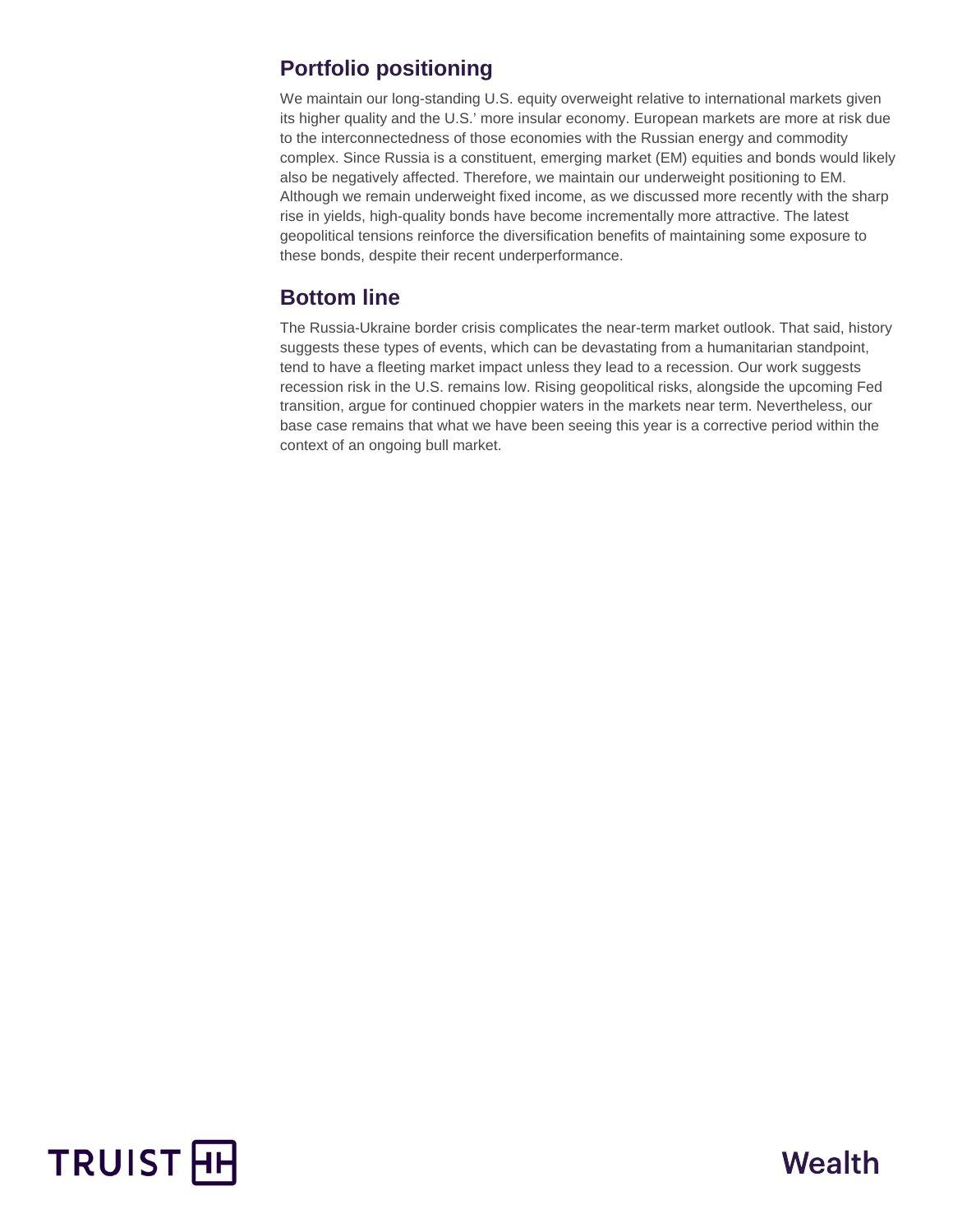## Portfolio positioning

We maintain our long-standing U.S. equity overweight relative to international markets given its higher quality and the U.S.' more insular economy. European markets are more at risk due to the interconnectedness of those economies with the Russian energy and commodity complex. Since Russia is a constituent, emerging market (EM) equities and bonds would likely also be negatively affected. Therefore, we maintain our underweight positioning to EM. Although we remain underweight fixed income, as we discussed more recently with the sharp rise in yields, high-quality bonds have become incrementally more attractive. The latest geopolitical tensions reinforce the diversification benefits of maintaining some exposure to these bonds, despite their recent underperformance.

## Bottom line

The Russia-Ukraine border crisis complicates the near-term market outlook. That said, history suggests these types of events, which can be devastating from a humanitarian standpoint, tend to have a fleeting market impact unless they lead to a recession. Our work suggests recession risk in the U.S. remains low. Rising geopolitical risks, alongside the upcoming Fed transition, argue for continued choppier waters in the markets near term. Nevertheless, our base case remains that what we have been seeing this year is a corrective period within the context of an ongoing bull market.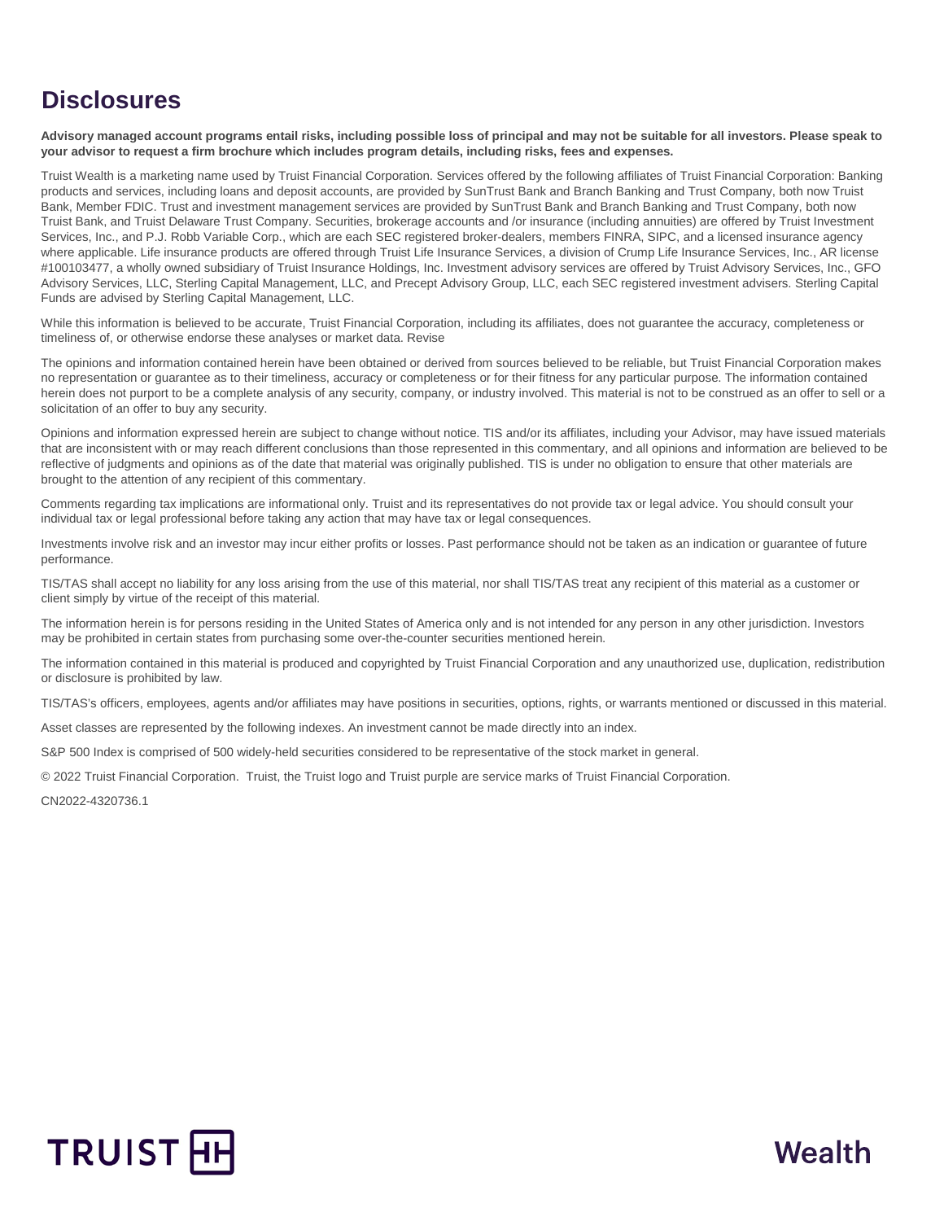# Disclosures

**Advisory managed account programs entail risks, including possible loss of principal and may not be suitable for all investors. Please speak to your advisor to request a firm brochure which includes program details, including risks, fees and expenses.**

Truist Wealth is a marketing name used by Truist Financial Corporation. Services offered by the following affiliates of Truist Financial Corporation: Banking products and services, including loans and deposit accounts, are provided by SunTrust Bank and Branch Banking and Trust Company, both now Truist Bank, Member FDIC. Trust and investment management services are provided by SunTrust Bank and Branch Banking and Trust Company, both now Truist Bank, and Truist Delaware Trust Company. Securities, brokerage accounts and /or insurance (including annuities) are offered by Truist Investment Services, Inc., and P.J. Robb Variable Corp., which are each SEC registered broker-dealers, members FINRA, SIPC, and a licensed insurance agency where applicable. Life insurance products are offered through Truist Life Insurance Services, a division of Crump Life Insurance Services, Inc., AR license #100103477, a wholly owned subsidiary of Truist Insurance Holdings, Inc. Investment advisory services are offered by Truist Advisory Services, Inc., GFO Advisory Services, LLC, Sterling Capital Management, LLC, and Precept Advisory Group, LLC, each SEC registered investment advisers. Sterling Capital Funds are advised by Sterling Capital Management, LLC.

While this information is believed to be accurate, Truist Financial Corporation, including its affiliates, does not guarantee the accuracy, completeness or timeliness of, or otherwise endorse these analyses or market data. Revise

The opinions and information contained herein have been obtained or derived from sources believed to be reliable, but Truist Financial Corporation makes no representation or guarantee as to their timeliness, accuracy or completeness or for their fitness for any particular purpose. The information contained herein does not purport to be a complete analysis of any security, company, or industry involved. This material is not to be construed as an offer to sell or a solicitation of an offer to buy any security.

Opinions and information expressed herein are subject to change without notice. TIS and/or its affiliates, including your Advisor, may have issued materials that are inconsistent with or may reach different conclusions than those represented in this commentary, and all opinions and information are believed to be reflective of judgments and opinions as of the date that material was originally published. TIS is under no obligation to ensure that other materials are brought to the attention of any recipient of this commentary.

Comments regarding tax implications are informational only. Truist and its representatives do not provide tax or legal advice. You should consult your individual tax or legal professional before taking any action that may have tax or legal consequences.

Investments involve risk and an investor may incur either profits or losses. Past performance should not be taken as an indication or guarantee of future performance.

TIS/TAS shall accept no liability for any loss arising from the use of this material, nor shall TIS/TAS treat any recipient of this material as a customer or client simply by virtue of the receipt of this material.

The information herein is for persons residing in the United States of America only and is not intended for any person in any other jurisdiction. Investors may be prohibited in certain states from purchasing some over-the-counter securities mentioned herein.

The information contained in this material is produced and copyrighted by Truist Financial Corporation and any unauthorized use, duplication, redistribution or disclosure is prohibited by law.

TIS/TAS's officers, employees, agents and/or affiliates may have positions in securities, options, rights, or warrants mentioned or discussed in this material.

Asset classes are represented by the following indexes. An investment cannot be made directly into an index.

S&P 500 Index is comprised of 500 widely-held securities considered to be representative of the stock market in general.

© 2022 Truist Financial Corporation. Truist, the Truist logo and Truist purple are service marks of Truist Financial Corporation.

CN2022-4320736.1

TRUIST

Wealth